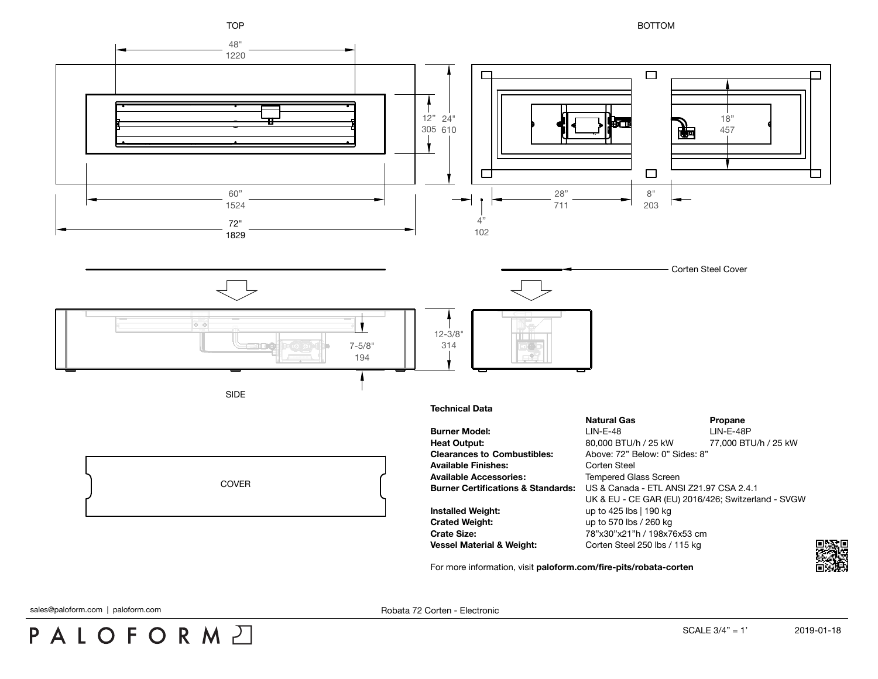TOP

48"
1220

12"
305

24"
610

60"
1524

72"
1829

BOTTOM

18"
457

4"
102

28"
711

8"
203

Corten Steel Cover

7-5/8"
194

12-3/8"
314

SIDE

COVER

**Technical Data**

| | **Natural Gas** | **Propane** |
|---|---|---|
| **Burner Model:** | LIN-E-48 | LIN-E-48P |
| **Heat Output:** | 80,000 BTU/h / 25 kW | 77,000 BTU/h / 25 kW |
| **Clearances to Combustibles:** | Above: 72" Below: 0" Sides: 8" | |
| **Available Finishes:** | Corten Steel | |
| **Available Accessories:** | Tempered Glass Screen | |
| **Burner Certifications & Standards:** | US & Canada - ETL ANSI Z21.97 CSA 2.4.1<br>UK & EU - CE GAR (EU) 2016/426; Switzerland - SVGW | |
| **Installed Weight:** | up to 425 lbs \| 190 kg | |
| **Crated Weight:** | up to 570 lbs / 260 kg | |
| **Crate Size:** | 78"x30"x21"h / 198x76x53 cm | |
| **Vessel Material & Weight:** | Corten Steel 250 lbs / 115 kg | |

For more information, visit **paloform.com/fire-pits/robata-corten**

sales@paloform.com | paloform.com

Robata 72 Corten - Electronic

PALOFORM

SCALE 3/4" = 1'

2019-01-18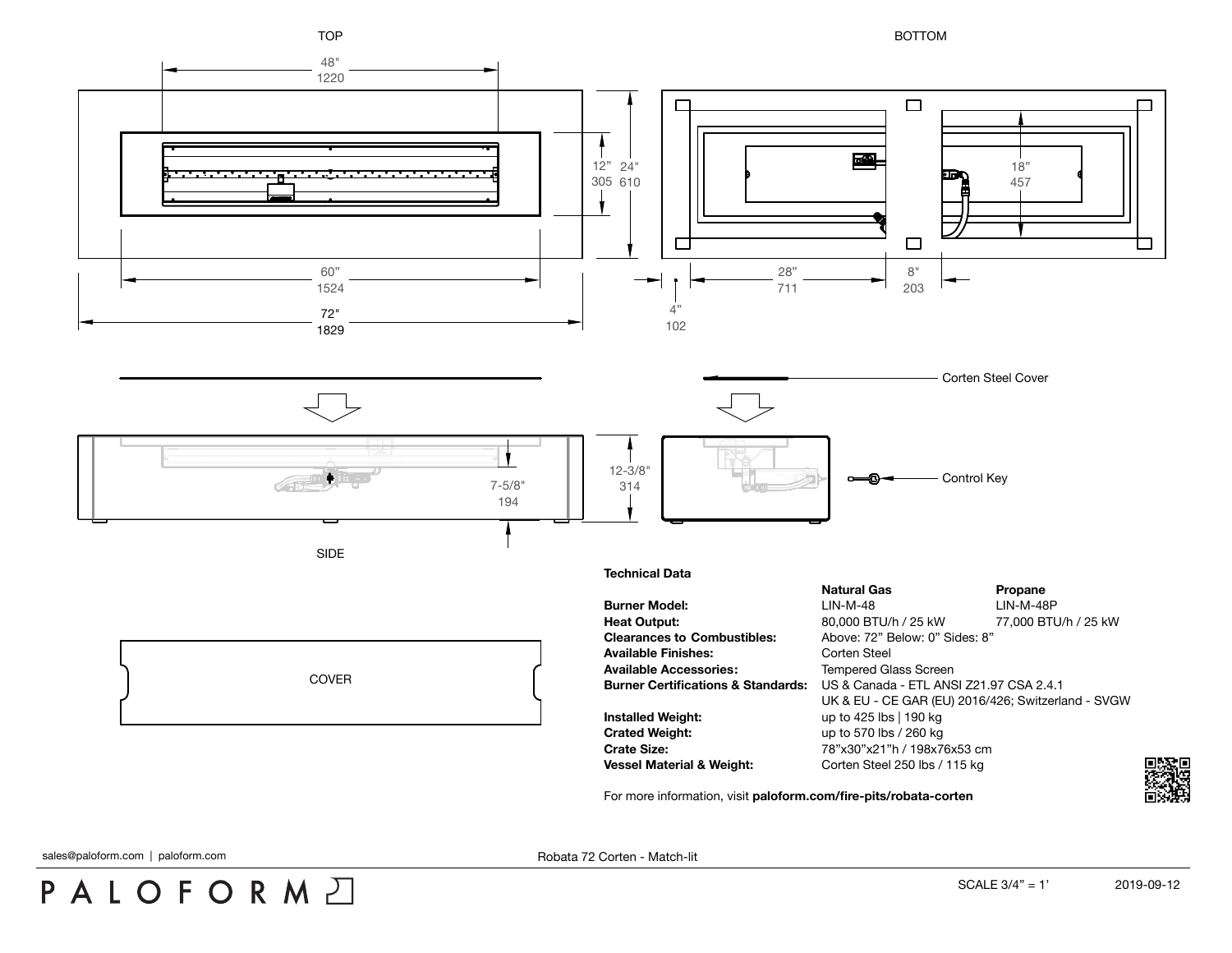TOP

48"
1220

12"
305

24"
610

60"
1524

72"
1829

BOTTOM

18"
457

4"
102

28"
711

8"
203

Corten Steel Cover

7-5/8"
194

12-3/8"
314

Control Key

SIDE

COVER

**Technical Data**

| | **Natural Gas** | **Propane** |
|---|---|---|
| **Burner Model:** | LIN-M-48 | LIN-M-48P |
| **Heat Output:** | 80,000 BTU/h / 25 kW | 77,000 BTU/h / 25 kW |
| **Clearances to Combustibles:** | Above: 72" Below: 0" Sides: 8" | |
| **Available Finishes:** | Corten Steel | |
| **Available Accessories:** | Tempered Glass Screen | |
| **Burner Certifications & Standards:** | US & Canada - ETL ANSI Z21.97 CSA 2.4.1<br>UK & EU - CE GAR (EU) 2016/426; Switzerland - SVGW | |
| **Installed Weight:** | up to 425 lbs \| 190 kg | |
| **Crated Weight:** | up to 570 lbs / 260 kg | |
| **Crate Size:** | 78"x30"x21"h / 198x76x53 cm | |
| **Vessel Material & Weight:** | Corten Steel 250 lbs / 115 kg | |

For more information, visit **paloform.com/fire-pits/robata-corten**

sales@paloform.com | paloform.com

Robata 72 Corten - Match-lit

PALOFORM

SCALE 3/4" = 1'

2019-09-12